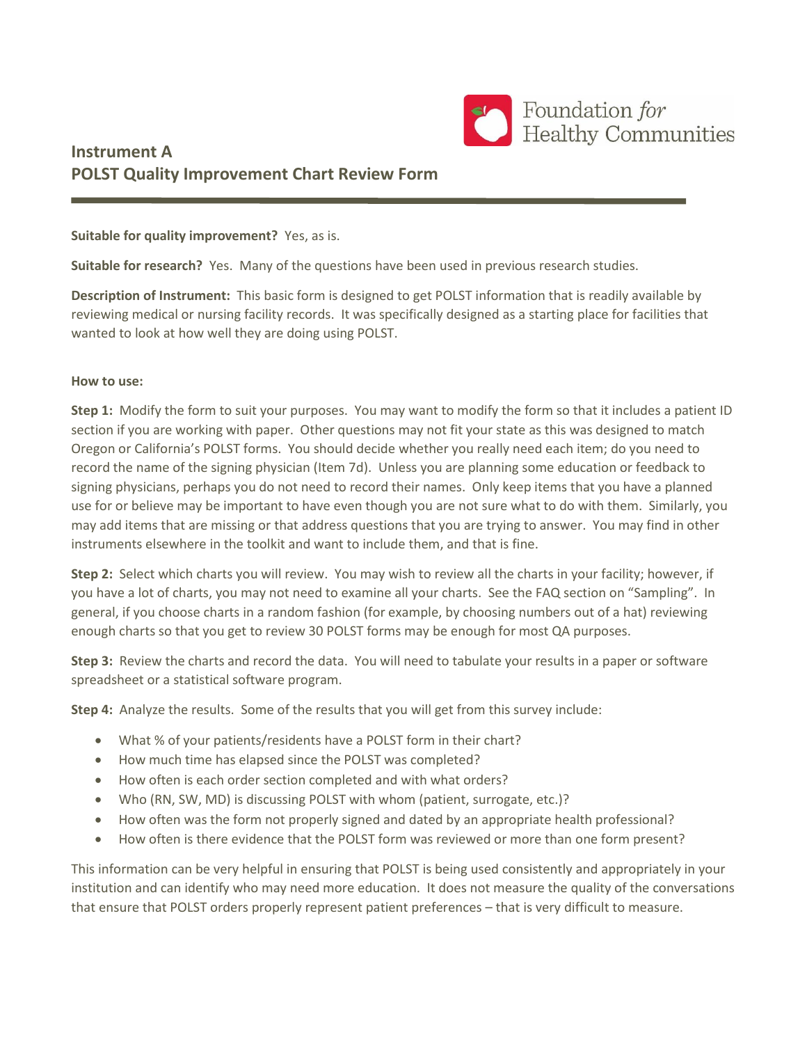Foundation *for* Healthy Communities

# Instrument A
# POLST Quality Improvement Chart Review Form

**Suitable for quality improvement?** Yes, as is.

**Suitable for research?** Yes. Many of the questions have been used in previous research studies.

**Description of Instrument:** This basic form is designed to get POLST information that is readily available by reviewing medical or nursing facility records. It was specifically designed as a starting place for facilities that wanted to look at how well they are doing using POLST.

**How to use:**

**Step 1:** Modify the form to suit your purposes. You may want to modify the form so that it includes a patient ID section if you are working with paper. Other questions may not fit your state as this was designed to match Oregon or California's POLST forms. You should decide whether you really need each item; do you need to record the name of the signing physician (Item 7d). Unless you are planning some education or feedback to signing physicians, perhaps you do not need to record their names. Only keep items that you have a planned use for or believe may be important to have even though you are not sure what to do with them. Similarly, you may add items that are missing or that address questions that you are trying to answer. You may find in other instruments elsewhere in the toolkit and want to include them, and that is fine.

**Step 2:** Select which charts you will review. You may wish to review all the charts in your facility; however, if you have a lot of charts, you may not need to examine all your charts. See the FAQ section on "Sampling". In general, if you choose charts in a random fashion (for example, by choosing numbers out of a hat) reviewing enough charts so that you get to review 30 POLST forms may be enough for most QA purposes.

**Step 3:** Review the charts and record the data. You will need to tabulate your results in a paper or software spreadsheet or a statistical software program.

**Step 4:** Analyze the results. Some of the results that you will get from this survey include:

- What % of your patients/residents have a POLST form in their chart?
- How much time has elapsed since the POLST was completed?
- How often is each order section completed and with what orders?
- Who (RN, SW, MD) is discussing POLST with whom (patient, surrogate, etc.)?
- How often was the form not properly signed and dated by an appropriate health professional?
- How often is there evidence that the POLST form was reviewed or more than one form present?

This information can be very helpful in ensuring that POLST is being used consistently and appropriately in your institution and can identify who may need more education. It does not measure the quality of the conversations that ensure that POLST orders properly represent patient preferences – that is very difficult to measure.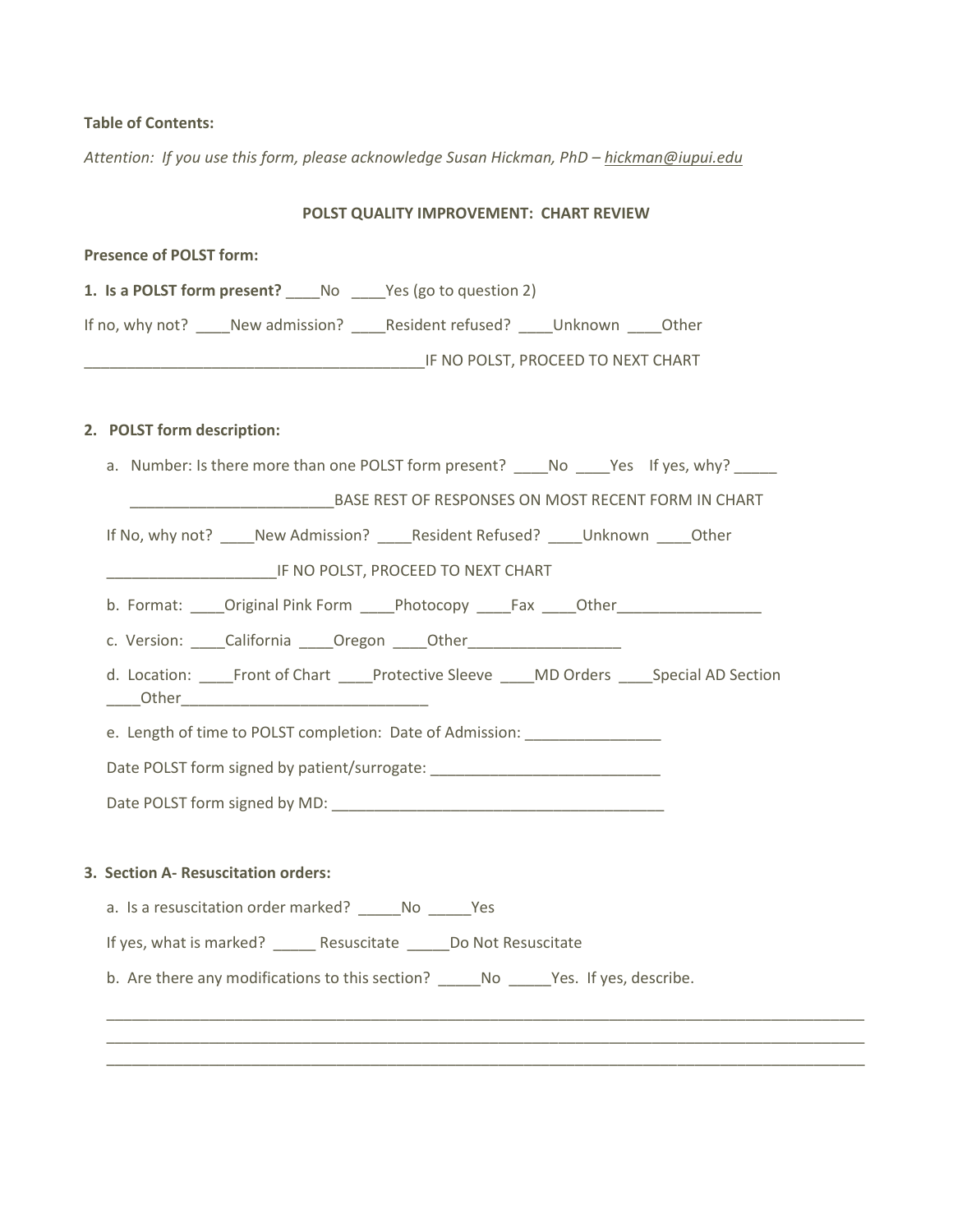**Table of Contents:**

*Attention: If you use this form, please acknowledge Susan Hickman, PhD – hickman@iupui.edu*

**POLST QUALITY IMPROVEMENT: CHART REVIEW**

**Presence of POLST form:**

**1. Is a POLST form present?** ____No ____Yes (go to question 2)

If no, why not? ____New admission? ____Resident refused? ____Unknown ____Other

________________________________________IF NO POLST, PROCEED TO NEXT CHART

**2. POLST form description:**

a. Number: Is there more than one POLST form present? ____No ____Yes If yes, why? _____

________________________BASE REST OF RESPONSES ON MOST RECENT FORM IN CHART

If No, why not? ____New Admission? ____Resident Refused? ____Unknown ____Other

____________________IF NO POLST, PROCEED TO NEXT CHART

b. Format: ____Original Pink Form ____Photocopy ____Fax ____Other_________________

c. Version: ____California ____Oregon ____Other__________________

d. Location: ____Front of Chart ____Protective Sleeve ____MD Orders ____Special AD Section ____Other_____________________________

e. Length of time to POLST completion: Date of Admission: ________________

Date POLST form signed by patient/surrogate: ___________________________

Date POLST form signed by MD: ________________________________________

**3. Section A- Resuscitation orders:**

a. Is a resuscitation order marked? _____No _____Yes

If yes, what is marked? _____ Resuscitate _____Do Not Resuscitate

b. Are there any modifications to this section? _____No _____Yes. If yes, describe.

______________________________________________________________________________________
______________________________________________________________________________________
______________________________________________________________________________________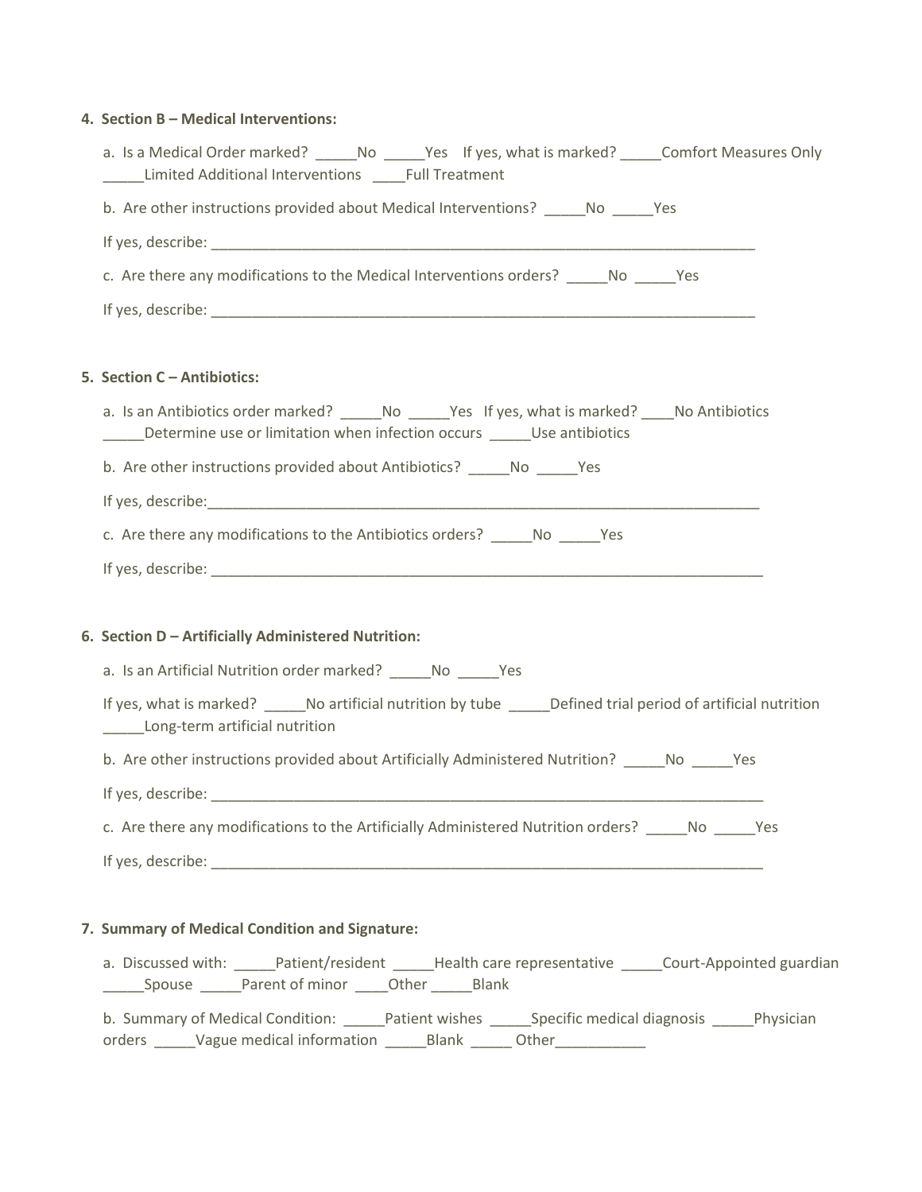4. **Section B – Medical Interventions:**

   a. Is a Medical Order marked? _____No _____Yes If yes, what is marked? _____Comfort Measures Only _____Limited Additional Interventions ____Full Treatment

   b. Are other instructions provided about Medical Interventions? _____No _____Yes

   If yes, describe: ______________________________________________________________________

   c. Are there any modifications to the Medical Interventions orders? _____No _____Yes

   If yes, describe: ______________________________________________________________________

5. **Section C – Antibiotics:**

   a. Is an Antibiotics order marked? _____No _____Yes If yes, what is marked? ____No Antibiotics _____Determine use or limitation when infection occurs _____Use antibiotics

   b. Are other instructions provided about Antibiotics? _____No _____Yes

   If yes, describe:_______________________________________________________________________

   c. Are there any modifications to the Antibiotics orders? _____No _____Yes

   If yes, describe: _______________________________________________________________________

6. **Section D – Artificially Administered Nutrition:**

   a. Is an Artificial Nutrition order marked? _____No _____Yes

   If yes, what is marked? _____No artificial nutrition by tube _____Defined trial period of artificial nutrition _____Long-term artificial nutrition

   b. Are other instructions provided about Artificially Administered Nutrition? _____No _____Yes

   If yes, describe: _______________________________________________________________________

   c. Are there any modifications to the Artificially Administered Nutrition orders? _____No _____Yes

   If yes, describe: _______________________________________________________________________

7. **Summary of Medical Condition and Signature:**

   a. Discussed with: _____Patient/resident _____Health care representative _____Court-Appointed guardian _____Spouse _____Parent of minor ____Other _____Blank

   b. Summary of Medical Condition: _____Patient wishes _____Specific medical diagnosis _____Physician orders _____Vague medical information _____Blank _____ Other___________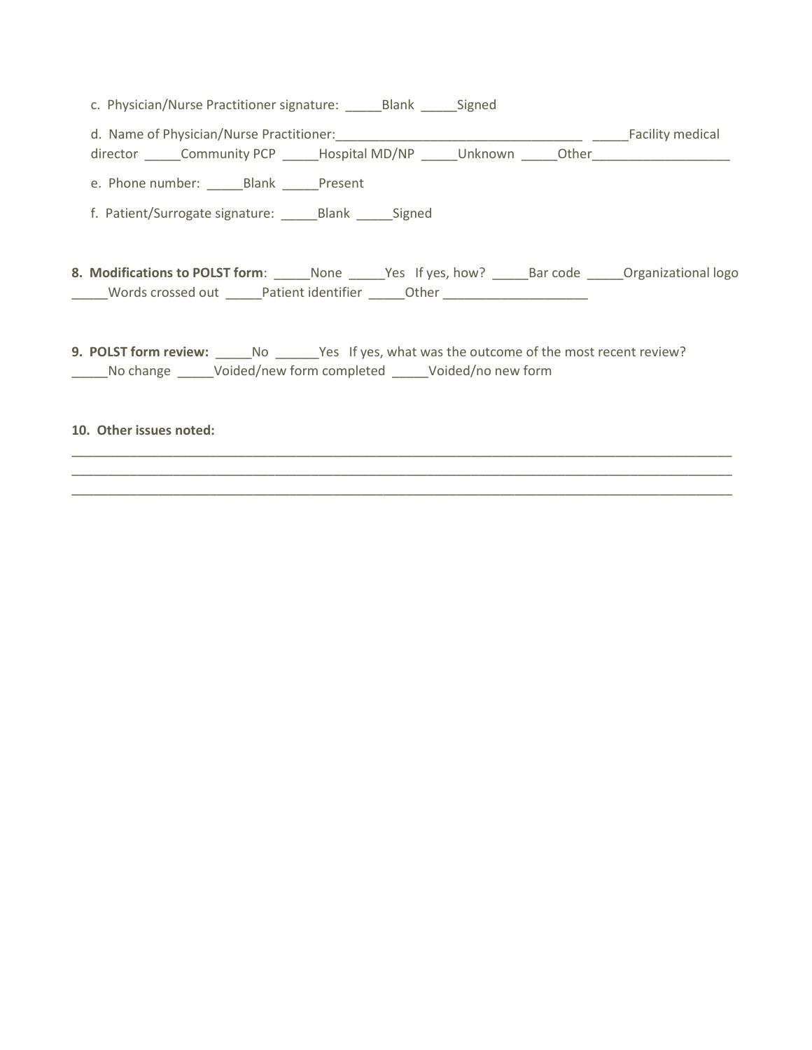c. Physician/Nurse Practitioner signature: _____Blank _____Signed

d. Name of Physician/Nurse Practitioner:___________________________________ _____Facility medical director _____Community PCP _____Hospital MD/NP _____Unknown _____Other___________________

e. Phone number: _____Blank _____Present

f. Patient/Surrogate signature: _____Blank _____Signed

**8. Modifications to POLST form**: _____None _____Yes If yes, how? _____Bar code _____Organizational logo _____Words crossed out _____Patient identifier _____Other ____________________

**9. POLST form review:** _____No ______Yes If yes, what was the outcome of the most recent review? _____No change _____Voided/new form completed _____Voided/no new form

**10. Other issues noted:**

______________________________________________________________________________________________

______________________________________________________________________________________________

______________________________________________________________________________________________